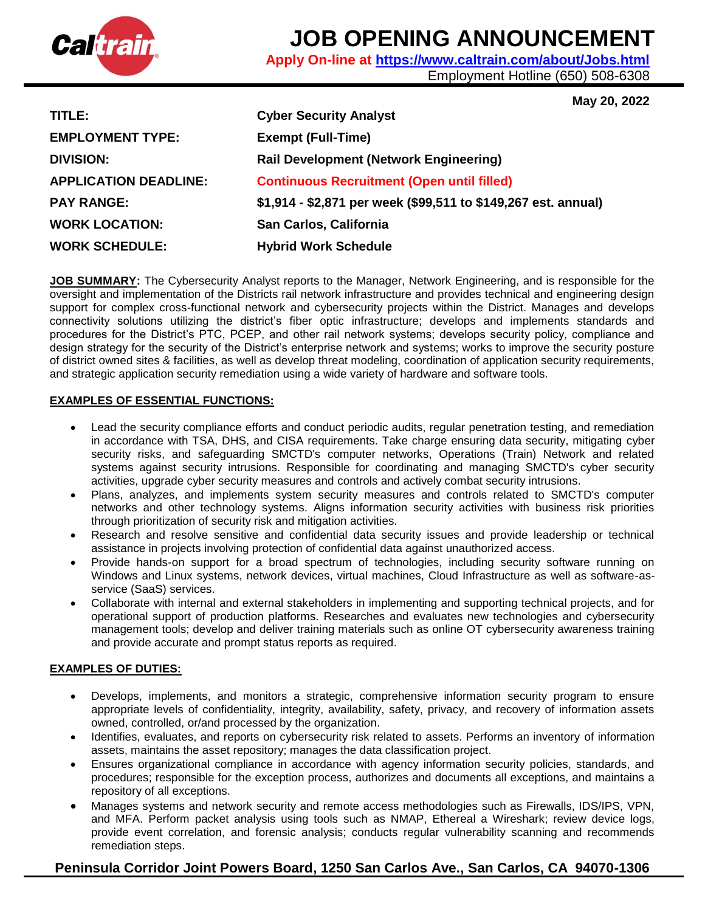# JOB OPENING ANNOUNCEMENT

**Apply On-line at [https://www.caltrain.com/about/Jobs.html](https://www.caltrain.com/about/Jobs.html)**

Employment Hotline (650) 508-6308

**May 20, 2022**

| | |
|---|---|
| **TITLE:** | **Cyber Security Analyst** |
| **EMPLOYMENT TYPE:** | **Exempt (Full-Time)** |
| **DIVISION:** | **Rail Development (Network Engineering)** |
| **APPLICATION DEADLINE:** | **Continuous Recruitment (Open until filled)** |
| **PAY RANGE:** | **$1,914 - $2,871 per week ($99,511 to $149,267 est. annual)** |
| **WORK LOCATION:** | **San Carlos, California** |
| **WORK SCHEDULE:** | **Hybrid Work Schedule** |

**JOB SUMMARY:** The Cybersecurity Analyst reports to the Manager, Network Engineering, and is responsible for the oversight and implementation of the Districts rail network infrastructure and provides technical and engineering design support for complex cross-functional network and cybersecurity projects within the District. Manages and develops connectivity solutions utilizing the district's fiber optic infrastructure; develops and implements standards and procedures for the District's PTC, PCEP, and other rail network systems; develops security policy, compliance and design strategy for the security of the District's enterprise network and systems; works to improve the security posture of district owned sites & facilities, as well as develop threat modeling, coordination of application security requirements, and strategic application security remediation using a wide variety of hardware and software tools.

## EXAMPLES OF ESSENTIAL FUNCTIONS:

- Lead the security compliance efforts and conduct periodic audits, regular penetration testing, and remediation in accordance with TSA, DHS, and CISA requirements. Take charge ensuring data security, mitigating cyber security risks, and safeguarding SMCTD's computer networks, Operations (Train) Network and related systems against security intrusions. Responsible for coordinating and managing SMCTD's cyber security activities, upgrade cyber security measures and controls and actively combat security intrusions.
- Plans, analyzes, and implements system security measures and controls related to SMCTD's computer networks and other technology systems. Aligns information security activities with business risk priorities through prioritization of security risk and mitigation activities.
- Research and resolve sensitive and confidential data security issues and provide leadership or technical assistance in projects involving protection of confidential data against unauthorized access.
- Provide hands-on support for a broad spectrum of technologies, including security software running on Windows and Linux systems, network devices, virtual machines, Cloud Infrastructure as well as software-as-service (SaaS) services.
- Collaborate with internal and external stakeholders in implementing and supporting technical projects, and for operational support of production platforms. Researches and evaluates new technologies and cybersecurity management tools; develop and deliver training materials such as online OT cybersecurity awareness training and provide accurate and prompt status reports as required.

## EXAMPLES OF DUTIES:

- Develops, implements, and monitors a strategic, comprehensive information security program to ensure appropriate levels of confidentiality, integrity, availability, safety, privacy, and recovery of information assets owned, controlled, or/and processed by the organization.
- Identifies, evaluates, and reports on cybersecurity risk related to assets. Performs an inventory of information assets, maintains the asset repository; manages the data classification project.
- Ensures organizational compliance in accordance with agency information security policies, standards, and procedures; responsible for the exception process, authorizes and documents all exceptions, and maintains a repository of all exceptions.
- Manages systems and network security and remote access methodologies such as Firewalls, IDS/IPS, VPN, and MFA. Perform packet analysis using tools such as NMAP, Ethereal a Wireshark; review device logs, provide event correlation, and forensic analysis; conducts regular vulnerability scanning and recommends remediation steps.

**Peninsula Corridor Joint Powers Board, 1250 San Carlos Ave., San Carlos, CA 94070-1306**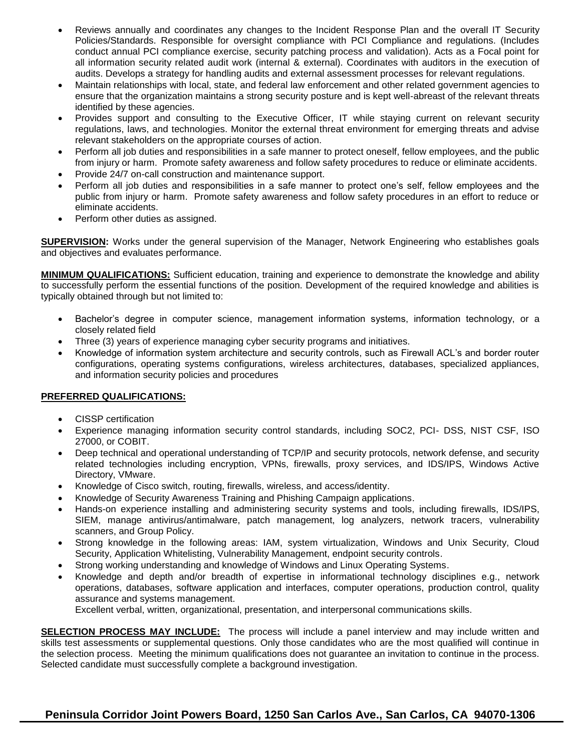- Reviews annually and coordinates any changes to the Incident Response Plan and the overall IT Security Policies/Standards. Responsible for oversight compliance with PCI Compliance and regulations. (Includes conduct annual PCI compliance exercise, security patching process and validation). Acts as a Focal point for all information security related audit work (internal & external). Coordinates with auditors in the execution of audits. Develops a strategy for handling audits and external assessment processes for relevant regulations.
- Maintain relationships with local, state, and federal law enforcement and other related government agencies to ensure that the organization maintains a strong security posture and is kept well-abreast of the relevant threats identified by these agencies.
- Provides support and consulting to the Executive Officer, IT while staying current on relevant security regulations, laws, and technologies. Monitor the external threat environment for emerging threats and advise relevant stakeholders on the appropriate courses of action.
- Perform all job duties and responsibilities in a safe manner to protect oneself, fellow employees, and the public from injury or harm. Promote safety awareness and follow safety procedures to reduce or eliminate accidents.
- Provide 24/7 on-call construction and maintenance support.
- Perform all job duties and responsibilities in a safe manner to protect one's self, fellow employees and the public from injury or harm. Promote safety awareness and follow safety procedures in an effort to reduce or eliminate accidents.
- Perform other duties as assigned.

**SUPERVISION:** Works under the general supervision of the Manager, Network Engineering who establishes goals and objectives and evaluates performance.

**MINIMUM QUALIFICATIONS:** Sufficient education, training and experience to demonstrate the knowledge and ability to successfully perform the essential functions of the position. Development of the required knowledge and abilities is typically obtained through but not limited to:

- Bachelor's degree in computer science, management information systems, information technology, or a closely related field
- Three (3) years of experience managing cyber security programs and initiatives.
- Knowledge of information system architecture and security controls, such as Firewall ACL's and border router configurations, operating systems configurations, wireless architectures, databases, specialized appliances, and information security policies and procedures

**PREFERRED QUALIFICATIONS:**

- CISSP certification
- Experience managing information security control standards, including SOC2, PCI- DSS, NIST CSF, ISO 27000, or COBIT.
- Deep technical and operational understanding of TCP/IP and security protocols, network defense, and security related technologies including encryption, VPNs, firewalls, proxy services, and IDS/IPS, Windows Active Directory, VMware.
- Knowledge of Cisco switch, routing, firewalls, wireless, and access/identity.
- Knowledge of Security Awareness Training and Phishing Campaign applications.
- Hands-on experience installing and administering security systems and tools, including firewalls, IDS/IPS, SIEM, manage antivirus/antimalware, patch management, log analyzers, network tracers, vulnerability scanners, and Group Policy.
- Strong knowledge in the following areas: IAM, system virtualization, Windows and Unix Security, Cloud Security, Application Whitelisting, Vulnerability Management, endpoint security controls.
- Strong working understanding and knowledge of Windows and Linux Operating Systems.
- Knowledge and depth and/or breadth of expertise in informational technology disciplines e.g., network operations, databases, software application and interfaces, computer operations, production control, quality assurance and systems management.
  Excellent verbal, written, organizational, presentation, and interpersonal communications skills.

**SELECTION PROCESS MAY INCLUDE:** The process will include a panel interview and may include written and skills test assessments or supplemental questions. Only those candidates who are the most qualified will continue in the selection process. Meeting the minimum qualifications does not guarantee an invitation to continue in the process. Selected candidate must successfully complete a background investigation.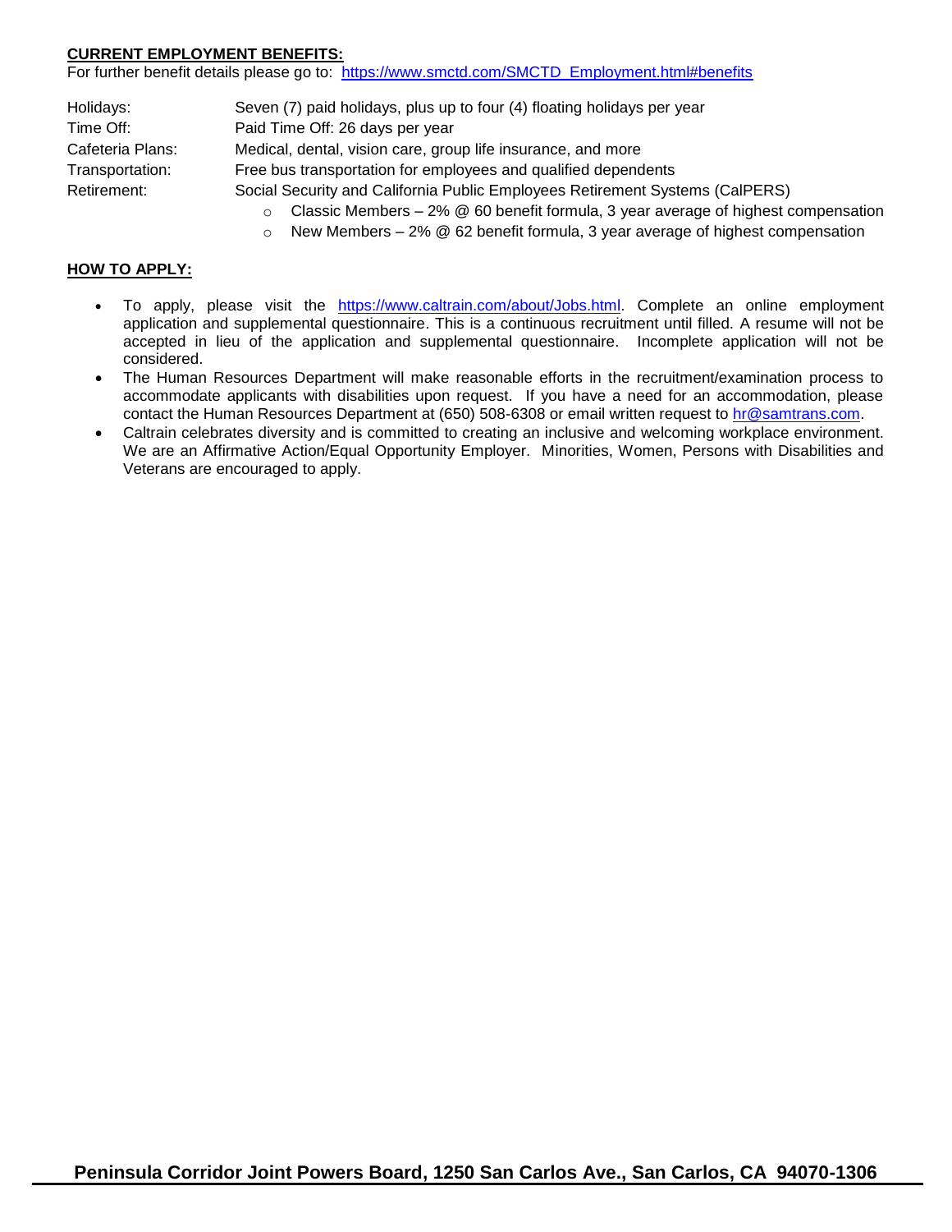**CURRENT EMPLOYMENT BENEFITS:**

For further benefit details please go to: https://www.smctd.com/SMCTD_Employment.html#benefits

| | |
|---|---|
| Holidays: | Seven (7) paid holidays, plus up to four (4) floating holidays per year |
| Time Off: | Paid Time Off: 26 days per year |
| Cafeteria Plans: | Medical, dental, vision care, group life insurance, and more |
| Transportation: | Free bus transportation for employees and qualified dependents |
| Retirement: | Social Security and California Public Employees Retirement Systems (CalPERS) |

- Classic Members – 2% @ 60 benefit formula, 3 year average of highest compensation
- New Members – 2% @ 62 benefit formula, 3 year average of highest compensation

**HOW TO APPLY:**

- To apply, please visit the https://www.caltrain.com/about/Jobs.html. Complete an online employment application and supplemental questionnaire. This is a continuous recruitment until filled. A resume will not be accepted in lieu of the application and supplemental questionnaire. Incomplete application will not be considered.
- The Human Resources Department will make reasonable efforts in the recruitment/examination process to accommodate applicants with disabilities upon request. If you have a need for an accommodation, please contact the Human Resources Department at (650) 508-6308 or email written request to hr@samtrans.com.
- Caltrain celebrates diversity and is committed to creating an inclusive and welcoming workplace environment. We are an Affirmative Action/Equal Opportunity Employer. Minorities, Women, Persons with Disabilities and Veterans are encouraged to apply.

**Peninsula Corridor Joint Powers Board, 1250 San Carlos Ave., San Carlos, CA 94070-1306**